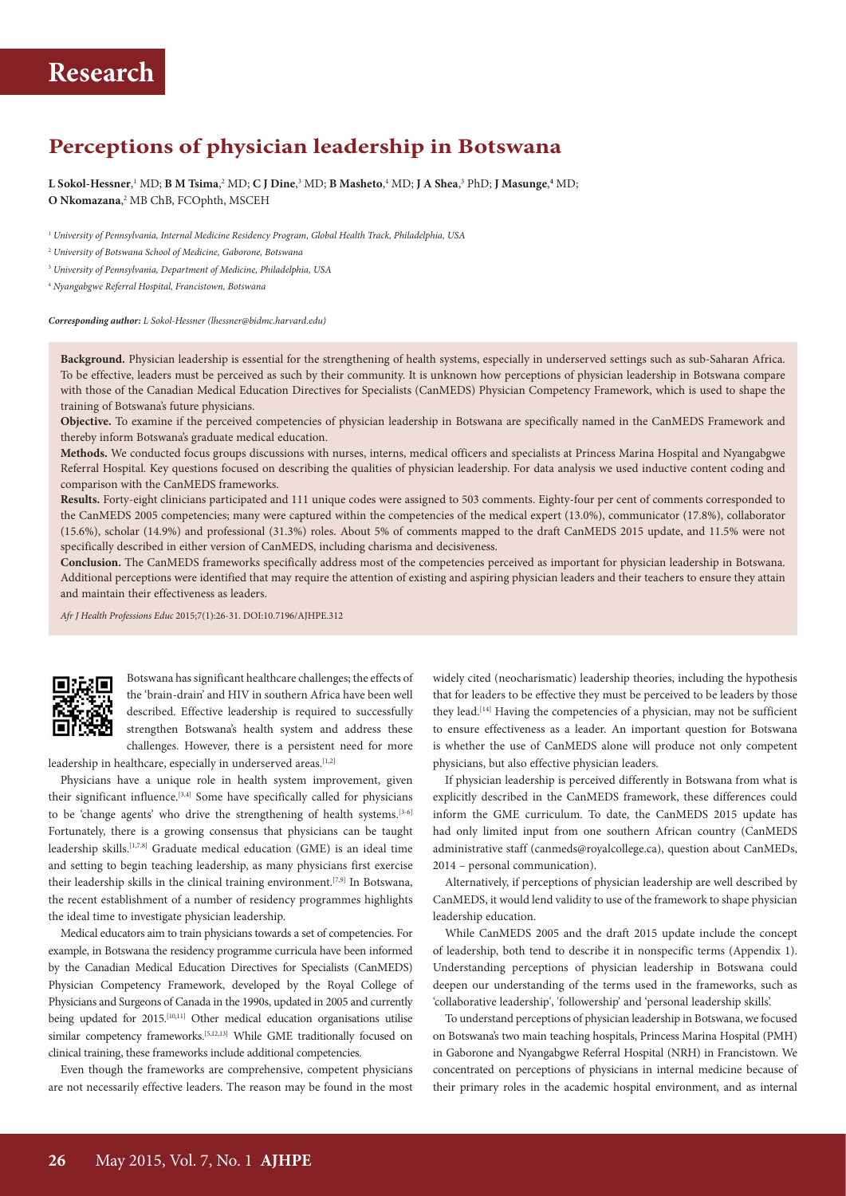# Research

## Perceptions of physician leadership in Botswana

**L Sokol-Hessner**,[1] MD; **B M Tsima**,[2] MD; **C J Dine**,[3] MD; **B Masheto**,[4] MD; **J A Shea**,[3] PhD; **J Masunge**,[4] MD; **O Nkomazana**,[2] MB ChB, FCOphth, MSCEH

[1] *University of Pennsylvania, Internal Medicine Residency Program, Global Health Track, Philadelphia, USA*

[2] *University of Botswana School of Medicine, Gaborone, Botswana*

[3] *University of Pennsylvania, Department of Medicine, Philadelphia, USA*

[4] *Nyangabgwe Referral Hospital, Francistown, Botswana*

***Corresponding author:** L Sokol-Hessner (lhessner@bidmc.harvard.edu)*

**Background.** Physician leadership is essential for the strengthening of health systems, especially in underserved settings such as sub-Saharan Africa. To be effective, leaders must be perceived as such by their community. It is unknown how perceptions of physician leadership in Botswana compare with those of the Canadian Medical Education Directives for Specialists (CanMEDS) Physician Competency Framework, which is used to shape the training of Botswana's future physicians.

**Objective.** To examine if the perceived competencies of physician leadership in Botswana are specifically named in the CanMEDS Framework and thereby inform Botswana's graduate medical education.

**Methods.** We conducted focus groups discussions with nurses, interns, medical officers and specialists at Princess Marina Hospital and Nyangabgwe Referral Hospital. Key questions focused on describing the qualities of physician leadership. For data analysis we used inductive content coding and comparison with the CanMEDS frameworks.

**Results.** Forty-eight clinicians participated and 111 unique codes were assigned to 503 comments. Eighty-four per cent of comments corresponded to the CanMEDS 2005 competencies; many were captured within the competencies of the medical expert (13.0%), communicator (17.8%), collaborator (15.6%), scholar (14.9%) and professional (31.3%) roles. About 5% of comments mapped to the draft CanMEDS 2015 update, and 11.5% were not specifically described in either version of CanMEDS, including charisma and decisiveness.

**Conclusion.** The CanMEDS frameworks specifically address most of the competencies perceived as important for physician leadership in Botswana. Additional perceptions were identified that may require the attention of existing and aspiring physician leaders and their teachers to ensure they attain and maintain their effectiveness as leaders.

*Afr J Health Professions Educ* 2015;7(1):26-31. DOI:10.7196/AJHPE.312

Botswana has significant healthcare challenges; the effects of the 'brain-drain' and HIV in southern Africa have been well described. Effective leadership is required to successfully strengthen Botswana's health system and address these challenges. However, there is a persistent need for more leadership in healthcare, especially in underserved areas.[1,2]

Physicians have a unique role in health system improvement, given their significant influence.[3,4] Some have specifically called for physicians to be 'change agents' who drive the strengthening of health systems.[3-6] Fortunately, there is a growing consensus that physicians can be taught leadership skills.[1,7,8] Graduate medical education (GME) is an ideal time and setting to begin teaching leadership, as many physicians first exercise their leadership skills in the clinical training environment.[7,9] In Botswana, the recent establishment of a number of residency programmes highlights the ideal time to investigate physician leadership.

Medical educators aim to train physicians towards a set of competencies. For example, in Botswana the residency programme curricula have been informed by the Canadian Medical Education Directives for Specialists (CanMEDS) Physician Competency Framework, developed by the Royal College of Physicians and Surgeons of Canada in the 1990s, updated in 2005 and currently being updated for 2015.[10,11] Other medical education organisations utilise similar competency frameworks.[5,12,13] While GME traditionally focused on clinical training, these frameworks include additional competencies.

Even though the frameworks are comprehensive, competent physicians are not necessarily effective leaders. The reason may be found in the most widely cited (neocharismatic) leadership theories, including the hypothesis that for leaders to be effective they must be perceived to be leaders by those they lead.[14] Having the competencies of a physician, may not be sufficient to ensure effectiveness as a leader. An important question for Botswana is whether the use of CanMEDS alone will produce not only competent physicians, but also effective physician leaders.

If physician leadership is perceived differently in Botswana from what is explicitly described in the CanMEDS framework, these differences could inform the GME curriculum. To date, the CanMEDS 2015 update has had only limited input from one southern African country (CanMEDS administrative staff (canmeds@royalcollege.ca), question about CanMEDs, 2014 – personal communication).

Alternatively, if perceptions of physician leadership are well described by CanMEDS, it would lend validity to use of the framework to shape physician leadership education.

While CanMEDS 2005 and the draft 2015 update include the concept of leadership, both tend to describe it in nonspecific terms (Appendix 1). Understanding perceptions of physician leadership in Botswana could deepen our understanding of the terms used in the frameworks, such as 'collaborative leadership', 'followership' and 'personal leadership skills'.

To understand perceptions of physician leadership in Botswana, we focused on Botswana's two main teaching hospitals, Princess Marina Hospital (PMH) in Gaborone and Nyangabgwe Referral Hospital (NRH) in Francistown. We concentrated on perceptions of physicians in internal medicine because of their primary roles in the academic hospital environment, and as internal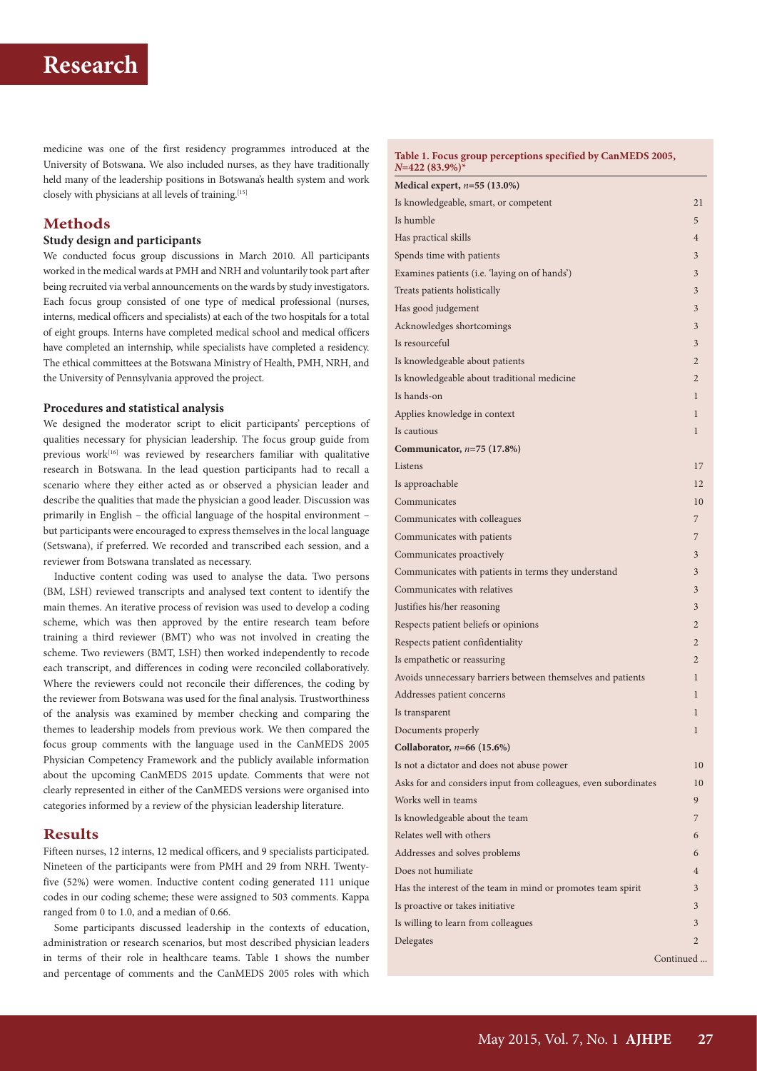medicine was one of the first residency programmes introduced at the University of Botswana. We also included nurses, as they have traditionally held many of the leadership positions in Botswana's health system and work closely with physicians at all levels of training.[15]

## Methods

### Study design and participants

We conducted focus group discussions in March 2010. All participants worked in the medical wards at PMH and NRH and voluntarily took part after being recruited via verbal announcements on the wards by study investigators. Each focus group consisted of one type of medical professional (nurses, interns, medical officers and specialists) at each of the two hospitals for a total of eight groups. Interns have completed medical school and medical officers have completed an internship, while specialists have completed a residency. The ethical committees at the Botswana Ministry of Health, PMH, NRH, and the University of Pennsylvania approved the project.

### Procedures and statistical analysis

We designed the moderator script to elicit participants' perceptions of qualities necessary for physician leadership. The focus group guide from previous work[16] was reviewed by researchers familiar with qualitative research in Botswana. In the lead question participants had to recall a scenario where they either acted as or observed a physician leader and describe the qualities that made the physician a good leader. Discussion was primarily in English – the official language of the hospital environment – but participants were encouraged to express themselves in the local language (Setswana), if preferred. We recorded and transcribed each session, and a reviewer from Botswana translated as necessary.

Inductive content coding was used to analyse the data. Two persons (BM, LSH) reviewed transcripts and analysed text content to identify the main themes. An iterative process of revision was used to develop a coding scheme, which was then approved by the entire research team before training a third reviewer (BMT) who was not involved in creating the scheme. Two reviewers (BMT, LSH) then worked independently to recode each transcript, and differences in coding were reconciled collaboratively. Where the reviewers could not reconcile their differences, the coding by the reviewer from Botswana was used for the final analysis. Trustworthiness of the analysis was examined by member checking and comparing the themes to leadership models from previous work. We then compared the focus group comments with the language used in the CanMEDS 2005 Physician Competency Framework and the publicly available information about the upcoming CanMEDS 2015 update. Comments that were not clearly represented in either of the CanMEDS versions were organised into categories informed by a review of the physician leadership literature.

## Results

Fifteen nurses, 12 interns, 12 medical officers, and 9 specialists participated. Nineteen of the participants were from PMH and 29 from NRH. Twenty-five (52%) were women. Inductive content coding generated 111 unique codes in our coding scheme; these were assigned to 503 comments. Kappa ranged from 0 to 1.0, and a median of 0.66.

Some participants discussed leadership in the contexts of education, administration or research scenarios, but most described physician leaders in terms of their role in healthcare teams. Table 1 shows the number and percentage of comments and the CanMEDS 2005 roles with which

**Table 1. Focus group perceptions specified by CanMEDS 2005, *N*=422 (83.9%)\***

| | |
|---|---|
| **Medical expert, *n*=55 (13.0%)** | |
| Is knowledgeable, smart, or competent | 21 |
| Is humble | 5 |
| Has practical skills | 4 |
| Spends time with patients | 3 |
| Examines patients (i.e. 'laying on of hands') | 3 |
| Treats patients holistically | 3 |
| Has good judgement | 3 |
| Acknowledges shortcomings | 3 |
| Is resourceful | 3 |
| Is knowledgeable about patients | 2 |
| Is knowledgeable about traditional medicine | 2 |
| Is hands-on | 1 |
| Applies knowledge in context | 1 |
| Is cautious | 1 |
| **Communicator, *n*=75 (17.8%)** | |
| Listens | 17 |
| Is approachable | 12 |
| Communicates | 10 |
| Communicates with colleagues | 7 |
| Communicates with patients | 7 |
| Communicates proactively | 3 |
| Communicates with patients in terms they understand | 3 |
| Communicates with relatives | 3 |
| Justifies his/her reasoning | 3 |
| Respects patient beliefs or opinions | 2 |
| Respects patient confidentiality | 2 |
| Is empathetic or reassuring | 2 |
| Avoids unnecessary barriers between themselves and patients | 1 |
| Addresses patient concerns | 1 |
| Is transparent | 1 |
| Documents properly | 1 |
| **Collaborator, *n*=66 (15.6%)** | |
| Is not a dictator and does not abuse power | 10 |
| Asks for and considers input from colleagues, even subordinates | 10 |
| Works well in teams | 9 |
| Is knowledgeable about the team | 7 |
| Relates well with others | 6 |
| Addresses and solves problems | 6 |
| Does not humiliate | 4 |
| Has the interest of the team in mind or promotes team spirit | 3 |
| Is proactive or takes initiative | 3 |
| Is willing to learn from colleagues | 3 |
| Delegates | 2 |

Continued ...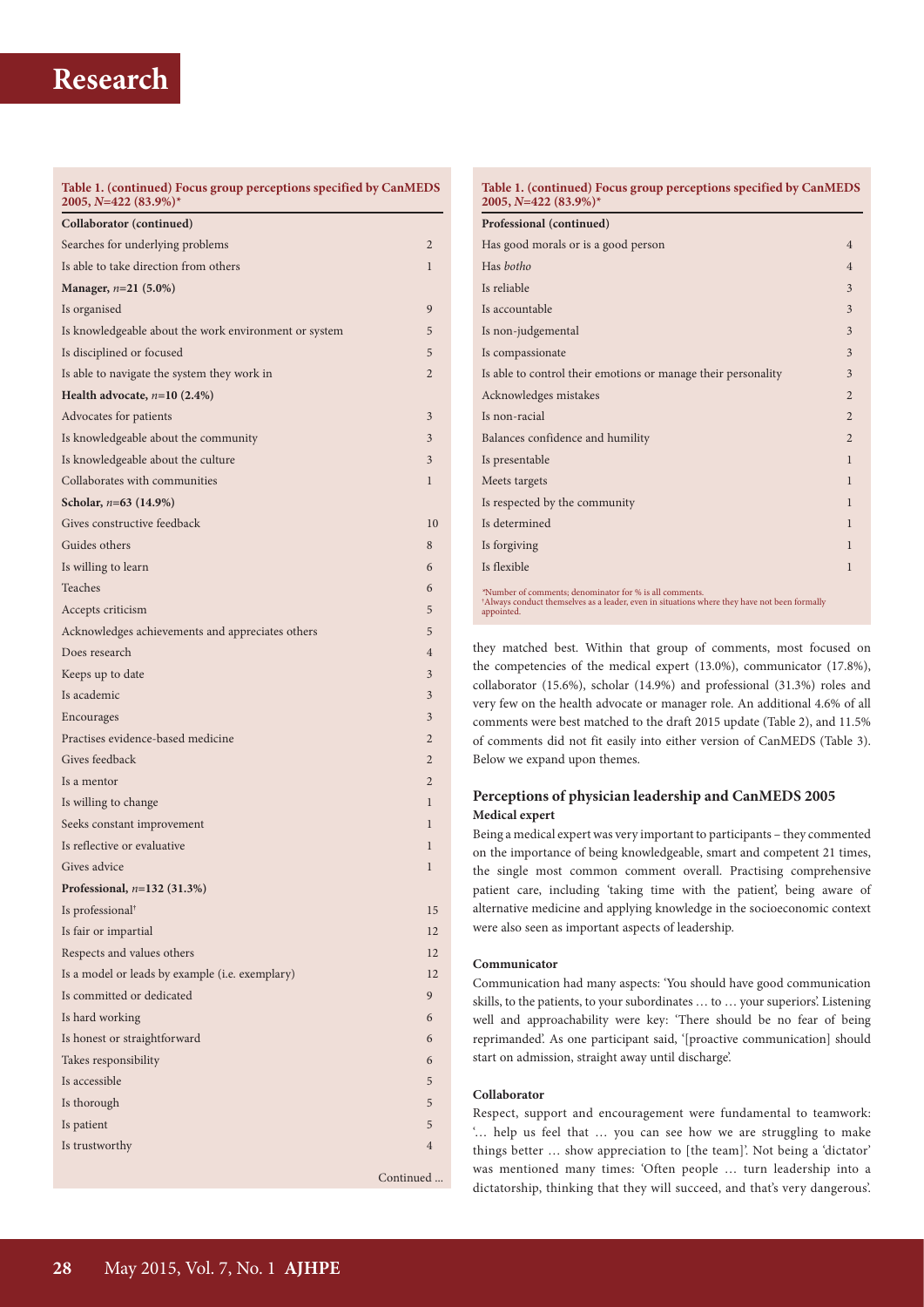**Table 1. (continued) Focus group perceptions specified by CanMEDS 2005, *N*=422 (83.9%)***

| Collaborator (continued) | |
|---|---|
| Searches for underlying problems | 2 |
| Is able to take direction from others | 1 |
| **Manager, *n*=21 (5.0%)** | |
| Is organised | 9 |
| Is knowledgeable about the work environment or system | 5 |
| Is disciplined or focused | 5 |
| Is able to navigate the system they work in | 2 |
| **Health advocate, *n*=10 (2.4%)** | |
| Advocates for patients | 3 |
| Is knowledgeable about the community | 3 |
| Is knowledgeable about the culture | 3 |
| Collaborates with communities | 1 |
| **Scholar, *n*=63 (14.9%)** | |
| Gives constructive feedback | 10 |
| Guides others | 8 |
| Is willing to learn | 6 |
| Teaches | 6 |
| Accepts criticism | 5 |
| Acknowledges achievements and appreciates others | 5 |
| Does research | 4 |
| Keeps up to date | 3 |
| Is academic | 3 |
| Encourages | 3 |
| Practises evidence-based medicine | 2 |
| Gives feedback | 2 |
| Is a mentor | 2 |
| Is willing to change | 1 |
| Seeks constant improvement | 1 |
| Is reflective or evaluative | 1 |
| Gives advice | 1 |
| **Professional, *n*=132 (31.3%)** | |
| Is professional[†] | 15 |
| Is fair or impartial | 12 |
| Respects and values others | 12 |
| Is a model or leads by example (i.e. exemplary) | 12 |
| Is committed or dedicated | 9 |
| Is hard working | 6 |
| Is honest or straightforward | 6 |
| Takes responsibility | 6 |
| Is accessible | 5 |
| Is thorough | 5 |
| Is patient | 5 |
| Is trustworthy | 4 |
| **Professional (continued)** | |
| Has good morals or is a good person | 4 |
| Has *botho* | 4 |
| Is reliable | 3 |
| Is accountable | 3 |
| Is non-judgemental | 3 |
| Is compassionate | 3 |
| Is able to control their emotions or manage their personality | 3 |
| Acknowledges mistakes | 2 |
| Is non-racial | 2 |
| Balances confidence and humility | 2 |
| Is presentable | 1 |
| Meets targets | 1 |
| Is respected by the community | 1 |
| Is determined | 1 |
| Is forgiving | 1 |
| Is flexible | 1 |

*Number of comments; denominator for % is all comments.
[†]Always conduct themselves as a leader, even in situations where they have not been formally appointed.

they matched best. Within that group of comments, most focused on the competencies of the medical expert (13.0%), communicator (17.8%), collaborator (15.6%), scholar (14.9%) and professional (31.3%) roles and very few on the health advocate or manager role. An additional 4.6% of all comments were best matched to the draft 2015 update (Table 2), and 11.5% of comments did not fit easily into either version of CanMEDS (Table 3). Below we expand upon themes.

## Perceptions of physician leadership and CanMEDS 2005

### Medical expert

Being a medical expert was very important to participants – they commented on the importance of being knowledgeable, smart and competent 21 times, the single most common comment overall. Practising comprehensive patient care, including 'taking time with the patient', being aware of alternative medicine and applying knowledge in the socioeconomic context were also seen as important aspects of leadership.

### Communicator

Communication had many aspects: 'You should have good communication skills, to the patients, to your subordinates … to … your superiors'. Listening well and approachability were key: 'There should be no fear of being reprimanded'. As one participant said, '[proactive communication] should start on admission, straight away until discharge'.

### Collaborator

Respect, support and encouragement were fundamental to teamwork: '… help us feel that … you can see how we are struggling to make things better … show appreciation to [the team]'. Not being a 'dictator' was mentioned many times: 'Often people … turn leadership into a dictatorship, thinking that they will succeed, and that's very dangerous'.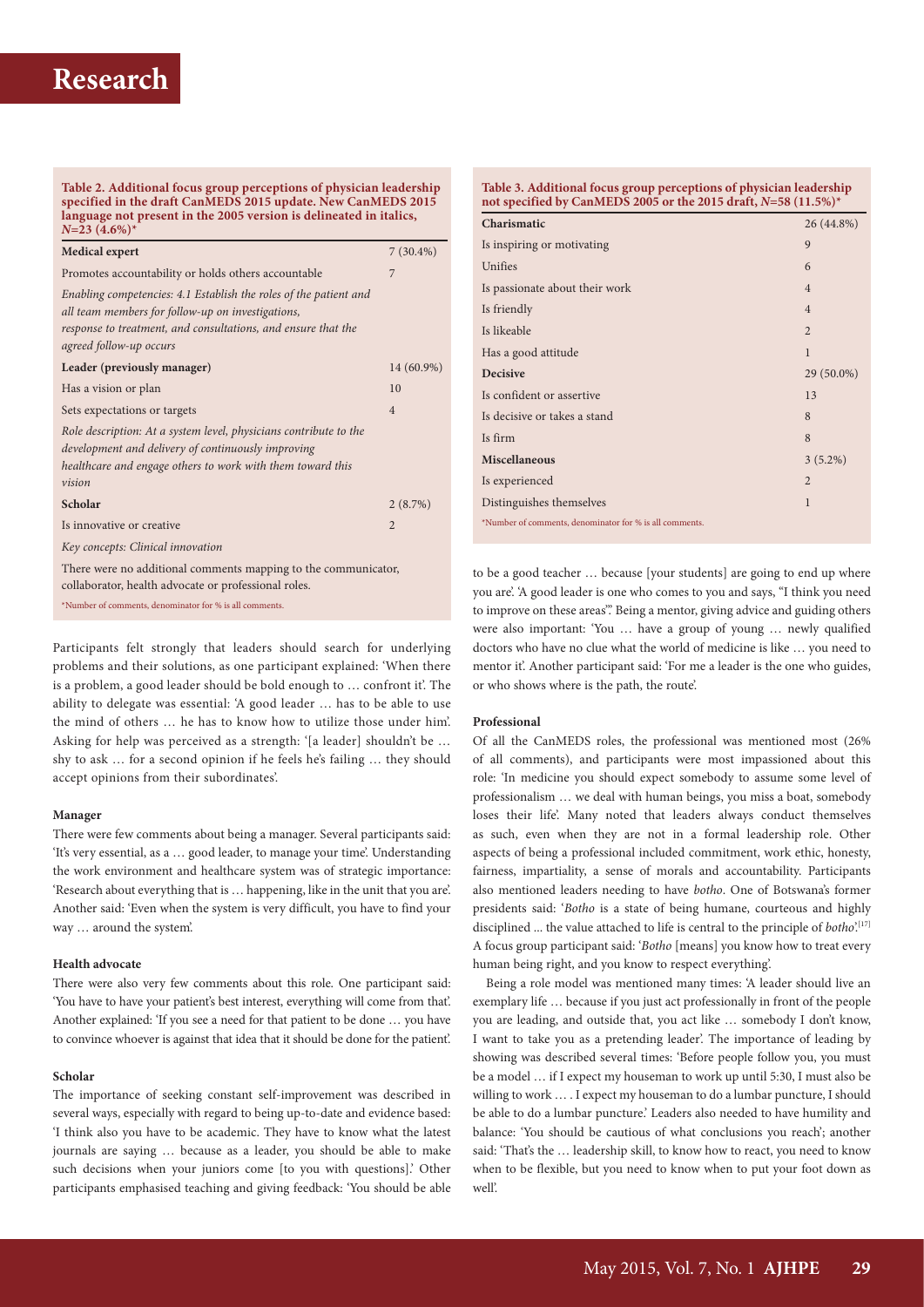**Table 2. Additional focus group perceptions of physician leadership specified in the draft CanMEDS 2015 update. New CanMEDS 2015 language not present in the 2005 version is delineated in italics, $N$=23 (4.6%)***

| **Medical expert** | 7 (30.4%) |
|---|---|
| Promotes accountability or holds others accountable | 7 |
| *Enabling competencies: 4.1 Establish the roles of the patient and all team members for follow-up on investigations, response to treatment, and consultations, and ensure that the agreed follow-up occurs* | |
| **Leader (previously manager)** | 14 (60.9%) |
| Has a vision or plan | 10 |
| Sets expectations or targets | 4 |
| *Role description: At a system level, physicians contribute to the development and delivery of continuously improving healthcare and engage others to work with them toward this vision* | |
| **Scholar** | 2 (8.7%) |
| Is innovative or creative | 2 |
| *Key concepts: Clinical innovation* | |

There were no additional comments mapping to the communicator, collaborator, health advocate or professional roles.

*Number of comments, denominator for % is all comments.

**Table 3. Additional focus group perceptions of physician leadership not specified by CanMEDS 2005 or the 2015 draft, $N$=58 (11.5%)***

| **Charismatic** | 26 (44.8%) |
|---|---|
| Is inspiring or motivating | 9 |
| Unifies | 6 |
| Is passionate about their work | 4 |
| Is friendly | 4 |
| Is likeable | 2 |
| Has a good attitude | 1 |
| **Decisive** | 29 (50.0%) |
| Is confident or assertive | 13 |
| Is decisive or takes a stand | 8 |
| Is firm | 8 |
| **Miscellaneous** | 3 (5.2%) |
| Is experienced | 2 |
| Distinguishes themselves | 1 |

*Number of comments, denominator for % is all comments.

Participants felt strongly that leaders should search for underlying problems and their solutions, as one participant explained: 'When there is a problem, a good leader should be bold enough to … confront it'. The ability to delegate was essential: 'A good leader … has to be able to use the mind of others … he has to know how to utilize those under him'. Asking for help was perceived as a strength: '[a leader] shouldn't be … shy to ask … for a second opinion if he feels he's failing … they should accept opinions from their subordinates'.

#### Manager

There were few comments about being a manager. Several participants said: 'It's very essential, as a … good leader, to manage your time'. Understanding the work environment and healthcare system was of strategic importance: 'Research about everything that is … happening, like in the unit that you are'. Another said: 'Even when the system is very difficult, you have to find your way … around the system'.

#### Health advocate

There were also very few comments about this role. One participant said: 'You have to have your patient's best interest, everything will come from that'. Another explained: 'If you see a need for that patient to be done … you have to convince whoever is against that idea that it should be done for the patient'.

#### Scholar

The importance of seeking constant self-improvement was described in several ways, especially with regard to being up-to-date and evidence based: 'I think also you have to be academic. They have to know what the latest journals are saying … because as a leader, you should be able to make such decisions when your juniors come [to you with questions].' Other participants emphasised teaching and giving feedback: 'You should be able to be a good teacher … because [your students] are going to end up where you are'. 'A good leader is one who comes to you and says, "I think you need to improve on these areas"'. Being a mentor, giving advice and guiding others were also important: 'You … have a group of young … newly qualified doctors who have no clue what the world of medicine is like … you need to mentor it'. Another participant said: 'For me a leader is the one who guides, or who shows where is the path, the route'.

#### Professional

Of all the CanMEDS roles, the professional was mentioned most (26% of all comments), and participants were most impassioned about this role: 'In medicine you should expect somebody to assume some level of professionalism … we deal with human beings, you miss a boat, somebody loses their life'. Many noted that leaders always conduct themselves as such, even when they are not in a formal leadership role. Other aspects of being a professional included commitment, work ethic, honesty, fairness, impartiality, a sense of morals and accountability. Participants also mentioned leaders needing to have *botho*. One of Botswana's former presidents said: '*Botho* is a state of being humane, courteous and highly disciplined ... the value attached to life is central to the principle of *botho*'.[17] A focus group participant said: '*Botho* [means] you know how to treat every human being right, and you know to respect everything'.

Being a role model was mentioned many times: 'A leader should live an exemplary life … because if you just act professionally in front of the people you are leading, and outside that, you act like … somebody I don't know, I want to take you as a pretending leader'. The importance of leading by showing was described several times: 'Before people follow you, you must be a model … if I expect my houseman to work up until 5:30, I must also be willing to work … . I expect my houseman to do a lumbar puncture, I should be able to do a lumbar puncture.' Leaders also needed to have humility and balance: 'You should be cautious of what conclusions you reach'; another said: 'That's the … leadership skill, to know how to react, you need to know when to be flexible, but you need to know when to put your foot down as well'.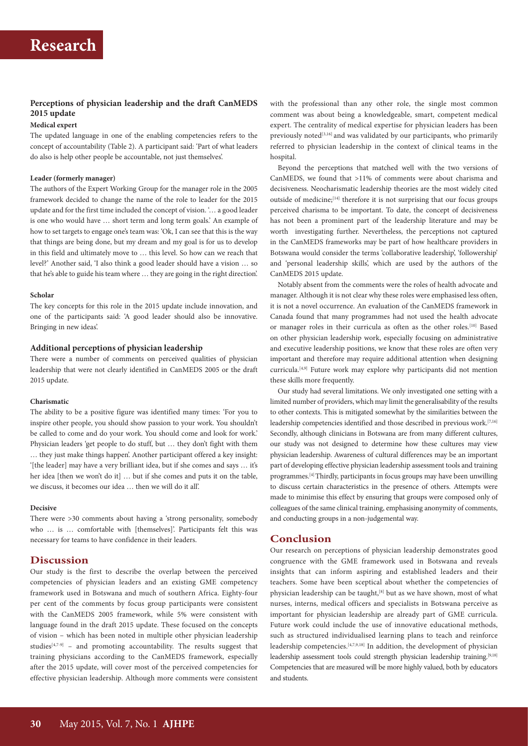### Perceptions of physician leadership and the draft CanMEDS 2015 update

#### Medical expert

The updated language in one of the enabling competencies refers to the concept of accountability (Table 2). A participant said: 'Part of what leaders do also is help other people be accountable, not just themselves'.

#### Leader (formerly manager)

The authors of the Expert Working Group for the manager role in the 2005 framework decided to change the name of the role to leader for the 2015 update and for the first time included the concept of vision. '… a good leader is one who would have … short term and long term goals.' An example of how to set targets to engage one's team was: 'Ok, I can see that this is the way that things are being done, but my dream and my goal is for us to develop in this field and ultimately move to … this level. So how can we reach that level?' Another said, 'I also think a good leader should have a vision … so that he's able to guide his team where … they are going in the right direction'.

#### Scholar

The key concepts for this role in the 2015 update include innovation, and one of the participants said: 'A good leader should also be innovative. Bringing in new ideas'.

### Additional perceptions of physician leadership

There were a number of comments on perceived qualities of physician leadership that were not clearly identified in CanMEDS 2005 or the draft 2015 update.

#### Charismatic

The ability to be a positive figure was identified many times: 'For you to inspire other people, you should show passion to your work. You shouldn't be called to come and do your work. You should come and look for work.' Physician leaders 'get people to do stuff, but … they don't fight with them … they just make things happen'. Another participant offered a key insight: '[the leader] may have a very brilliant idea, but if she comes and says … it's her idea [then we won't do it] … but if she comes and puts it on the table, we discuss, it becomes our idea … then we will do it all'.

#### Decisive

There were >30 comments about having a 'strong personality, somebody who … is … comfortable with [themselves]'. Participants felt this was necessary for teams to have confidence in their leaders.

## Discussion

Our study is the first to describe the overlap between the perceived competencies of physician leaders and an existing GME competency framework used in Botswana and much of southern Africa. Eighty-four per cent of the comments by focus group participants were consistent with the CanMEDS 2005 framework, while 5% were consistent with language found in the draft 2015 update. These focused on the concepts of vision – which has been noted in multiple other physician leadership studies[4,7-9] – and promoting accountability. The results suggest that training physicians according to the CanMEDS framework, especially after the 2015 update, will cover most of the perceived competencies for effective physician leadership. Although more comments were consistent with the professional than any other role, the single most common comment was about being a knowledgeable, smart, competent medical expert. The centrality of medical expertise for physician leaders has been previously noted[3,16] and was validated by our participants, who primarily referred to physician leadership in the context of clinical teams in the hospital.

Beyond the perceptions that matched well with the two versions of CanMEDS, we found that >11% of comments were about charisma and decisiveness. Neocharismatic leadership theories are the most widely cited outside of medicine;[14] therefore it is not surprising that our focus groups perceived charisma to be important. To date, the concept of decisiveness has not been a prominent part of the leadership literature and may be worth investigating further. Nevertheless, the perceptions not captured in the CanMEDS frameworks may be part of how healthcare providers in Botswana would consider the terms 'collaborative leadership', 'followership' and 'personal leadership skills', which are used by the authors of the CanMEDS 2015 update.

Notably absent from the comments were the roles of health advocate and manager. Although it is not clear why these roles were emphasised less often, it is not a novel occurrence. An evaluation of the CanMEDS framework in Canada found that many programmes had not used the health advocate or manager roles in their curricula as often as the other roles.[10] Based on other physician leadership work, especially focusing on administrative and executive leadership positions, we know that these roles are often very important and therefore may require additional attention when designing curricula.[4,9] Future work may explore why participants did not mention these skills more frequently.

Our study had several limitations. We only investigated one setting with a limited number of providers, which may limit the generalisability of the results to other contexts. This is mitigated somewhat by the similarities between the leadership competencies identified and those described in previous work.[7,16] Secondly, although clinicians in Botswana are from many different cultures, our study was not designed to determine how these cultures may view physician leadership. Awareness of cultural differences may be an important part of developing effective physician leadership assessment tools and training programmes.[4] Thirdly, participants in focus groups may have been unwilling to discuss certain characteristics in the presence of others. Attempts were made to minimise this effect by ensuring that groups were composed only of colleagues of the same clinical training, emphasising anonymity of comments, and conducting groups in a non-judgemental way.

## Conclusion

Our research on perceptions of physician leadership demonstrates good congruence with the GME framework used in Botswana and reveals insights that can inform aspiring and established leaders and their teachers. Some have been sceptical about whether the competencies of physician leadership can be taught,[8] but as we have shown, most of what nurses, interns, medical officers and specialists in Botswana perceive as important for physician leadership are already part of GME curricula. Future work could include the use of innovative educational methods, such as structured individualised learning plans to teach and reinforce leadership competencies.[4,7,9,18] In addition, the development of physician leadership assessment tools could strength physician leadership training.[9,18] Competencies that are measured will be more highly valued, both by educators and students.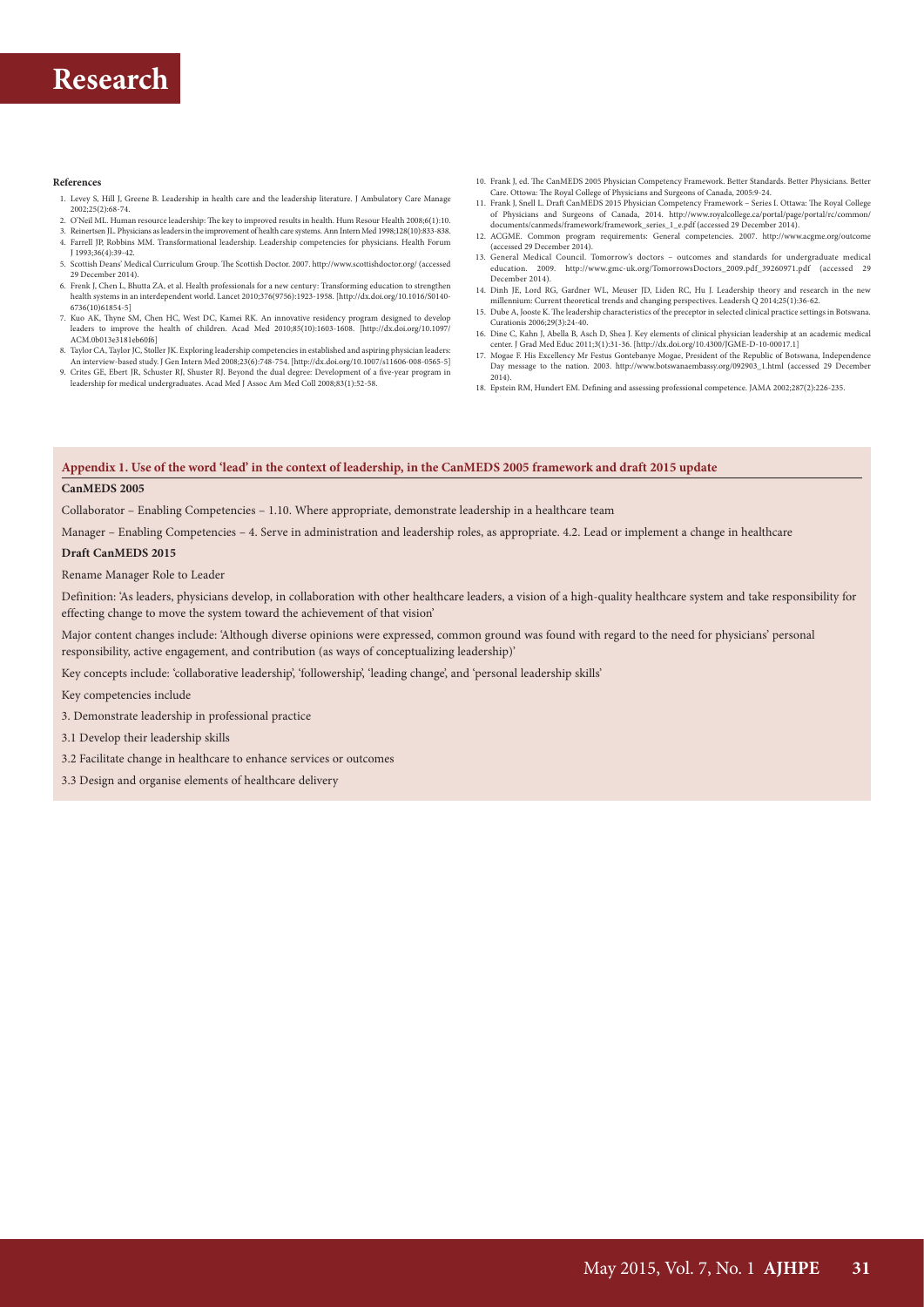**References**

1. Levey S, Hill J, Greene B. Leadership in health care and the leadership literature. J Ambulatory Care Manage 2002;25(2):68-74.
2. O'Neil ML. Human resource leadership: The key to improved results in health. Hum Resour Health 2008;6(1):10.
3. Reinertsen JL. Physicians as leaders in the improvement of health care systems. Ann Intern Med 1998;128(10):833-838.
4. Farrell JP, Robbins MM. Transformational leadership. Leadership competencies for physicians. Health Forum J 1993;36(4):39-42.
5. Scottish Deans' Medical Curriculum Group. The Scottish Doctor. 2007. http://www.scottishdoctor.org/ (accessed 29 December 2014).
6. Frenk J, Chen L, Bhutta ZA, et al. Health professionals for a new century: Transforming education to strengthen health systems in an interdependent world. Lancet 2010;376(9756):1923-1958. [http://dx.doi.org/10.1016/S0140-6736(10)61854-5]
7. Kuo AK, Thyne SM, Chen HC, West DC, Kamei RK. An innovative residency program designed to develop leaders to improve the health of children. Acad Med 2010;85(10):1603-1608. [http://dx.doi.org/10.1097/ACM.0b013e3181eb60f6]
8. Taylor CA, Taylor JC, Stoller JK. Exploring leadership competencies in established and aspiring physician leaders: An interview-based study. J Gen Intern Med 2008;23(6):748-754. [http://dx.doi.org/10.1007/s11606-008-0565-5]
9. Crites GE, Ebert JR, Schuster RJ, Shuster RJ. Beyond the dual degree: Development of a five-year program in leadership for medical undergraduates. Acad Med J Assoc Am Med Coll 2008;83(1):52-58.
10. Frank J, ed. The CanMEDS 2005 Physician Competency Framework. Better Standards. Better Physicians. Better Care. Ottowa: The Royal College of Physicians and Surgeons of Canada, 2005:9-24.
11. Frank J, Snell L. Draft CanMEDS 2015 Physician Competency Framework – Series I. Ottawa: The Royal College of Physicians and Surgeons of Canada, 2014. http://www.royalcollege.ca/portal/page/portal/rc/common/documents/canmeds/framework/framework_series_1_e.pdf (accessed 29 December 2014).
12. ACGME. Common program requirements: General competencies. 2007. http://www.acgme.org/outcome (accessed 29 December 2014).
13. General Medical Council. Tomorrow's doctors – outcomes and standards for undergraduate medical education. 2009. http://www.gmc-uk.org/TomorrowsDoctors_2009.pdf_39260971.pdf (accessed 29 December 2014).
14. Dinh JE, Lord RG, Gardner WL, Meuser JD, Liden RC, Hu J. Leadership theory and research in the new millennium: Current theoretical trends and changing perspectives. Leadersh Q 2014;25(1):36-62.
15. Dube A, Jooste K. The leadership characteristics of the preceptor in selected clinical practice settings in Botswana. Curationis 2006;29(3):24-40.
16. Dine C, Kahn J, Abella B, Asch D, Shea J. Key elements of clinical physician leadership at an academic medical center. J Grad Med Educ 2011;3(1):31-36. [http://dx.doi.org/10.4300/JGME-D-10-00017.1]
17. Mogae F. His Excellency Mr Festus Gontebanye Mogae, President of the Republic of Botswana, Independence Day message to the nation. 2003. http://www.botswanaembassy.org/092903_1.html (accessed 29 December 2014).
18. Epstein RM, Hundert EM. Defining and assessing professional competence. JAMA 2002;287(2):226-235.

**Appendix 1. Use of the word 'lead' in the context of leadership, in the CanMEDS 2005 framework and draft 2015 update**

**CanMEDS 2005**

Collaborator – Enabling Competencies – 1.10. Where appropriate, demonstrate leadership in a healthcare team

Manager – Enabling Competencies – 4. Serve in administration and leadership roles, as appropriate. 4.2. Lead or implement a change in healthcare

**Draft CanMEDS 2015**

Rename Manager Role to Leader

Definition: 'As leaders, physicians develop, in collaboration with other healthcare leaders, a vision of a high-quality healthcare system and take responsibility for effecting change to move the system toward the achievement of that vision'

Major content changes include: 'Although diverse opinions were expressed, common ground was found with regard to the need for physicians' personal responsibility, active engagement, and contribution (as ways of conceptualizing leadership)'

Key concepts include: 'collaborative leadership', 'followership', 'leading change', and 'personal leadership skills'

Key competencies include

3. Demonstrate leadership in professional practice

3.1 Develop their leadership skills

3.2 Facilitate change in healthcare to enhance services or outcomes

3.3 Design and organise elements of healthcare delivery